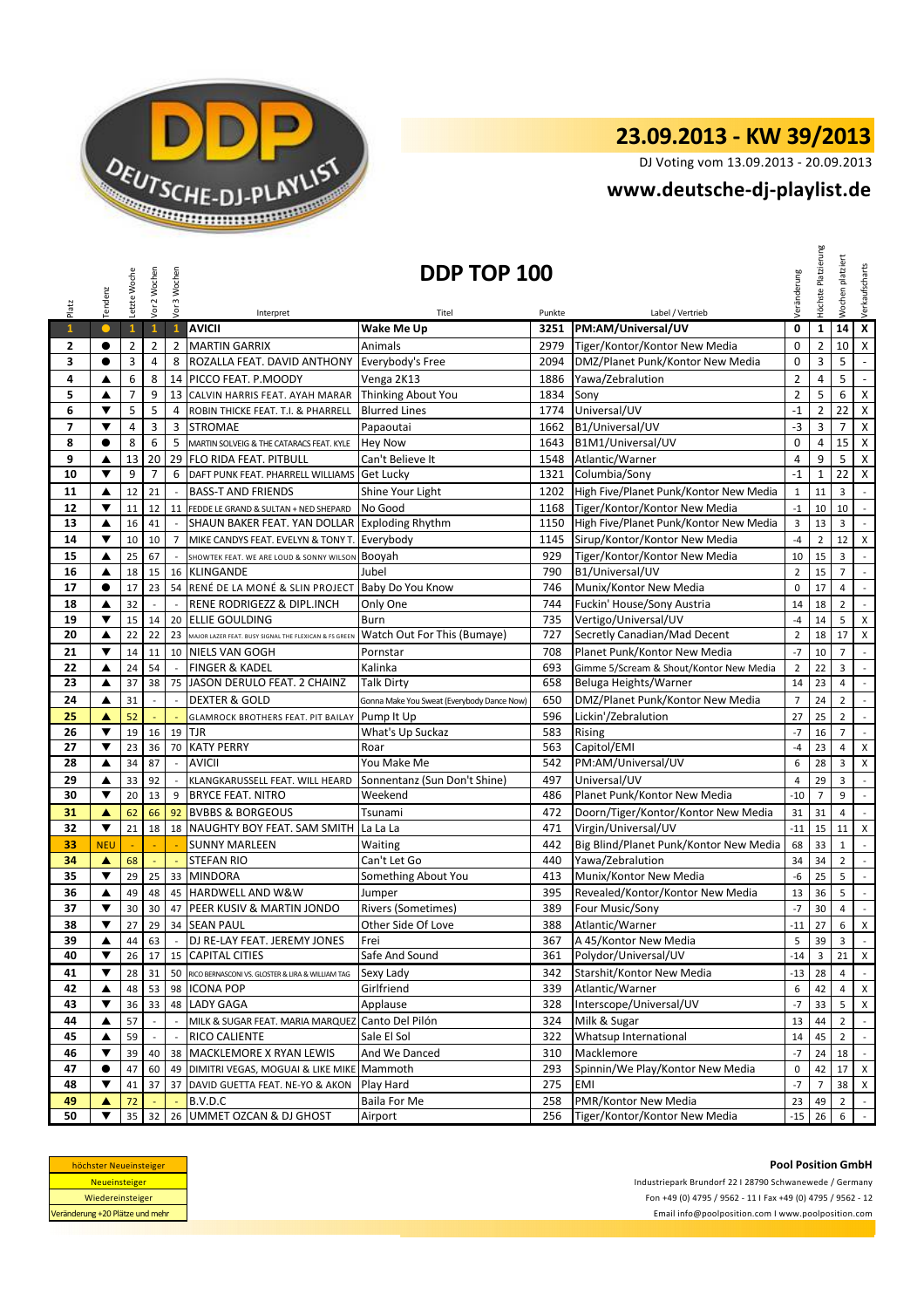# 23.09.2013 - KW 39/2013

DJ Voting vom 13.09.2013 - 20.09.2013

## www.deutsche-dj-playlist.de

## DDP TOP 100

| Platz | Tendenz | Letzte Woche | Vor 2 Wochen | Vor 3 Wochen | Interpret | Titel | Punkte | Label / Vertrieb | Veränderung | Höchste Platzierung | Wochen platziert | Verkaufscharts |
|---|---|---|---|---|---|---|---|---|---|---|---|---|
| 1 | ● | 1 | 1 | 1 | AVICII | Wake Me Up | 3251 | PM:AM/Universal/UV | 0 | 1 | 14 | X |
| 2 | ● | 2 | 2 | 2 | MARTIN GARRIX | Animals | 2979 | Tiger/Kontor/Kontor New Media | 0 | 2 | 10 | X |
| 3 | ● | 3 | 4 | 8 | ROZALLA FEAT. DAVID ANTHONY | Everybody's Free | 2094 | DMZ/Planet Punk/Kontor New Media | 0 | 3 | 5 | - |
| 4 | ▲ | 6 | 8 | 14 | PICCO FEAT. P.MOODY | Venga 2K13 | 1886 | Yawa/Zebralution | 2 | 4 | 5 | - |
| 5 | ▲ | 7 | 9 | 13 | CALVIN HARRIS FEAT. AYAH MARAR | Thinking About You | 1834 | Sony | 2 | 5 | 6 | X |
| 6 | ▼ | 5 | 5 | 4 | ROBIN THICKE FEAT. T.I. & PHARRELL | Blurred Lines | 1774 | Universal/UV | -1 | 2 | 22 | X |
| 7 | ▼ | 4 | 3 | 3 | STROMAE | Papaoutai | 1662 | B1/Universal/UV | -3 | 3 | 7 | X |
| 8 | ● | 8 | 6 | 5 | MARTIN SOLVEIG & THE CATARACS FEAT. KYLE | Hey Now | 1643 | B1M1/Universal/UV | 0 | 4 | 15 | X |
| 9 | ▲ | 13 | 20 | 29 | FLO RIDA FEAT. PITBULL | Can't Believe It | 1548 | Atlantic/Warner | 4 | 9 | 5 | X |
| 10 | ▼ | 9 | 7 | 6 | DAFT PUNK FEAT. PHARRELL WILLIAMS | Get Lucky | 1321 | Columbia/Sony | -1 | 1 | 22 | X |
| 11 | ▲ | 12 | 21 | - | BASS-T AND FRIENDS | Shine Your Light | 1202 | High Five/Planet Punk/Kontor New Media | 1 | 11 | 3 | - |
| 12 | ▼ | 11 | 12 | 11 | FEDDE LE GRAND & SULTAN + NED SHEPARD | No Good | 1168 | Tiger/Kontor/Kontor New Media | -1 | 10 | 10 | - |
| 13 | ▲ | 16 | 41 | - | SHAUN BAKER FEAT. YAN DOLLAR | Exploding Rhythm | 1150 | High Five/Planet Punk/Kontor New Media | 3 | 13 | 3 | - |
| 14 | ▼ | 10 | 10 | 7 | MIKE CANDYS FEAT. EVELYN & TONY T. | Everybody | 1145 | Sirup/Kontor/Kontor New Media | -4 | 2 | 12 | X |
| 15 | ▲ | 25 | 67 | - | SHOWTEK FEAT. WE ARE LOUD & SONNY WILSON | Booyah | 929 | Tiger/Kontor/Kontor New Media | 10 | 15 | 3 | - |
| 16 | ▲ | 18 | 15 | 16 | KLINGANDE | Jubel | 790 | B1/Universal/UV | 2 | 15 | 7 | - |
| 17 | ● | 17 | 23 | 54 | RENÉ DE LA MONÉ & SLIN PROJECT | Baby Do You Know | 746 | Munix/Kontor New Media | 0 | 17 | 4 | - |
| 18 | ▲ | 32 | - | - | RENE RODRIGEZZ & DIPL.INCH | Only One | 744 | Fuckin' House/Sony Austria | 14 | 18 | 2 | - |
| 19 | ▼ | 15 | 14 | 20 | ELLIE GOULDING | Burn | 735 | Vertigo/Universal/UV | -4 | 14 | 5 | X |
| 20 | ▲ | 22 | 22 | 23 | MAJOR LAZER FEAT. BUSY SIGNAL THE FLEXICAN & FS GREEN | Watch Out For This (Bumaye) | 727 | Secretly Canadian/Mad Decent | 2 | 18 | 17 | X |
| 21 | ▼ | 14 | 11 | 10 | NIELS VAN GOGH | Pornstar | 708 | Planet Punk/Kontor New Media | -7 | 10 | 7 | - |
| 22 | ▲ | 24 | 54 | - | FINGER & KADEL | Kalinka | 693 | Gimme 5/Scream & Shout/Kontor New Media | 2 | 22 | 3 | - |
| 23 | ▲ | 37 | 38 | 75 | JASON DERULO FEAT. 2 CHAINZ | Talk Dirty | 658 | Beluga Heights/Warner | 14 | 23 | 4 | - |
| 24 | ▲ | 31 | - | - | DEXTER & GOLD | Gonna Make You Sweat (Everybody Dance Now) | 650 | DMZ/Planet Punk/Kontor New Media | 7 | 24 | 2 | - |
| 25 | ▲ | 52 | - | - | GLAMROCK BROTHERS FEAT. PIT BAILAY | Pump It Up | 596 | Lickin'/Zebralution | 27 | 25 | 2 | - |
| 26 | ▼ | 19 | 16 | 19 | TJR | What's Up Suckaz | 583 | Rising | -7 | 16 | 7 | - |
| 27 | ▼ | 23 | 36 | 70 | KATY PERRY | Roar | 563 | Capitol/EMI | -4 | 23 | 4 | X |
| 28 | ▲ | 34 | 87 | - | AVICII | You Make Me | 542 | PM:AM/Universal/UV | 6 | 28 | 3 | X |
| 29 | ▲ | 33 | 92 | - | KLANGKARUSSELL FEAT. WILL HEARD | Sonnentanz (Sun Don't Shine) | 497 | Universal/UV | 4 | 29 | 3 | - |
| 30 | ▼ | 20 | 13 | 9 | BRYCE FEAT. NITRO | Weekend | 486 | Planet Punk/Kontor New Media | -10 | 7 | 9 | - |
| 31 | ▲ | 62 | 66 | 92 | BVBBS & BORGEOUS | Tsunami | 472 | Doorn/Tiger/Kontor/Kontor New Media | 31 | 31 | 4 | - |
| 32 | ▼ | 21 | 18 | 18 | NAUGHTY BOY FEAT. SAM SMITH | La La La | 471 | Virgin/Universal/UV | -11 | 15 | 11 | X |
| 33 | NEU | - | - | - | SUNNY MARLEEN | Waiting | 442 | Big Blind/Planet Punk/Kontor New Media | 68 | 33 | 1 | - |
| 34 | ▲ | 68 | - | - | STEFAN RIO | Can't Let Go | 440 | Yawa/Zebralution | 34 | 34 | 2 | - |
| 35 | ▼ | 29 | 25 | 33 | MINDORA | Something About You | 413 | Munix/Kontor New Media | -6 | 25 | 5 | - |
| 36 | ▲ | 49 | 48 | 45 | HARDWELL AND W&W | Jumper | 395 | Revealed/Kontor/Kontor New Media | 13 | 36 | 5 | - |
| 37 | ▼ | 30 | 30 | 47 | PEER KUSIV & MARTIN JONDO | Rivers (Sometimes) | 389 | Four Music/Sony | -7 | 30 | 4 | - |
| 38 | ▼ | 27 | 29 | 34 | SEAN PAUL | Other Side Of Love | 388 | Atlantic/Warner | -11 | 27 | 6 | X |
| 39 | ▲ | 44 | 63 | - | DJ RE-LAY FEAT. JEREMY JONES | Frei | 367 | A 45/Kontor New Media | 5 | 39 | 3 | - |
| 40 | ▼ | 26 | 17 | 15 | CAPITAL CITIES | Safe And Sound | 361 | Polydor/Universal/UV | -14 | 3 | 21 | X |
| 41 | ▼ | 28 | 31 | 50 | RICO BERNASCONI VS. GLOSTER & LIRA & WILLIAM TAG | Sexy Lady | 342 | Starshit/Kontor New Media | -13 | 28 | 4 | - |
| 42 | ▲ | 48 | 53 | 98 | ICONA POP | Girlfriend | 339 | Atlantic/Warner | 6 | 42 | 4 | X |
| 43 | ▼ | 36 | 33 | 48 | LADY GAGA | Applause | 328 | Interscope/Universal/UV | -7 | 33 | 5 | X |
| 44 | ▲ | 57 | - | - | MILK & SUGAR FEAT. MARIA MARQUEZ | Canto Del Pilón | 324 | Milk & Sugar | 13 | 44 | 2 | - |
| 45 | ▲ | 59 | - | - | RICO CALIENTE | Sale El Sol | 322 | Whatsup International | 14 | 45 | 2 | - |
| 46 | ▼ | 39 | 40 | 38 | MACKLEMORE X RYAN LEWIS | And We Danced | 310 | Macklemore | -7 | 24 | 18 | - |
| 47 | ● | 47 | 60 | 49 | DIMITRI VEGAS, MOGUAI & LIKE MIKE | Mammoth | 293 | Spinnin/We Play/Kontor New Media | 0 | 42 | 17 | X |
| 48 | ▼ | 41 | 37 | 37 | DAVID GUETTA FEAT. NE-YO & AKON | Play Hard | 275 | EMI | -7 | 7 | 38 | X |
| 49 | ▲ | 72 | - | - | B.V.D.C | Baila For Me | 258 | PMR/Kontor New Media | 23 | 49 | 2 | - |
| 50 | ▼ | 35 | 32 | 26 | UMMET OZCAN & DJ GHOST | Airport | 256 | Tiger/Kontor/Kontor New Media | -15 | 26 | 6 | - |

- höchster Neueinsteiger
- Neueinsteiger
- Wiedereinsteiger
- Veränderung +20 Plätze und mehr

**Pool Position GmbH**

Industriepark Brundorf 22 I 28790 Schwanewede / Germany

Fon +49 (0) 4795 / 9562 - 11 I Fax +49 (0) 4795 / 9562 - 12

Email info@poolposition.com I www.poolposition.com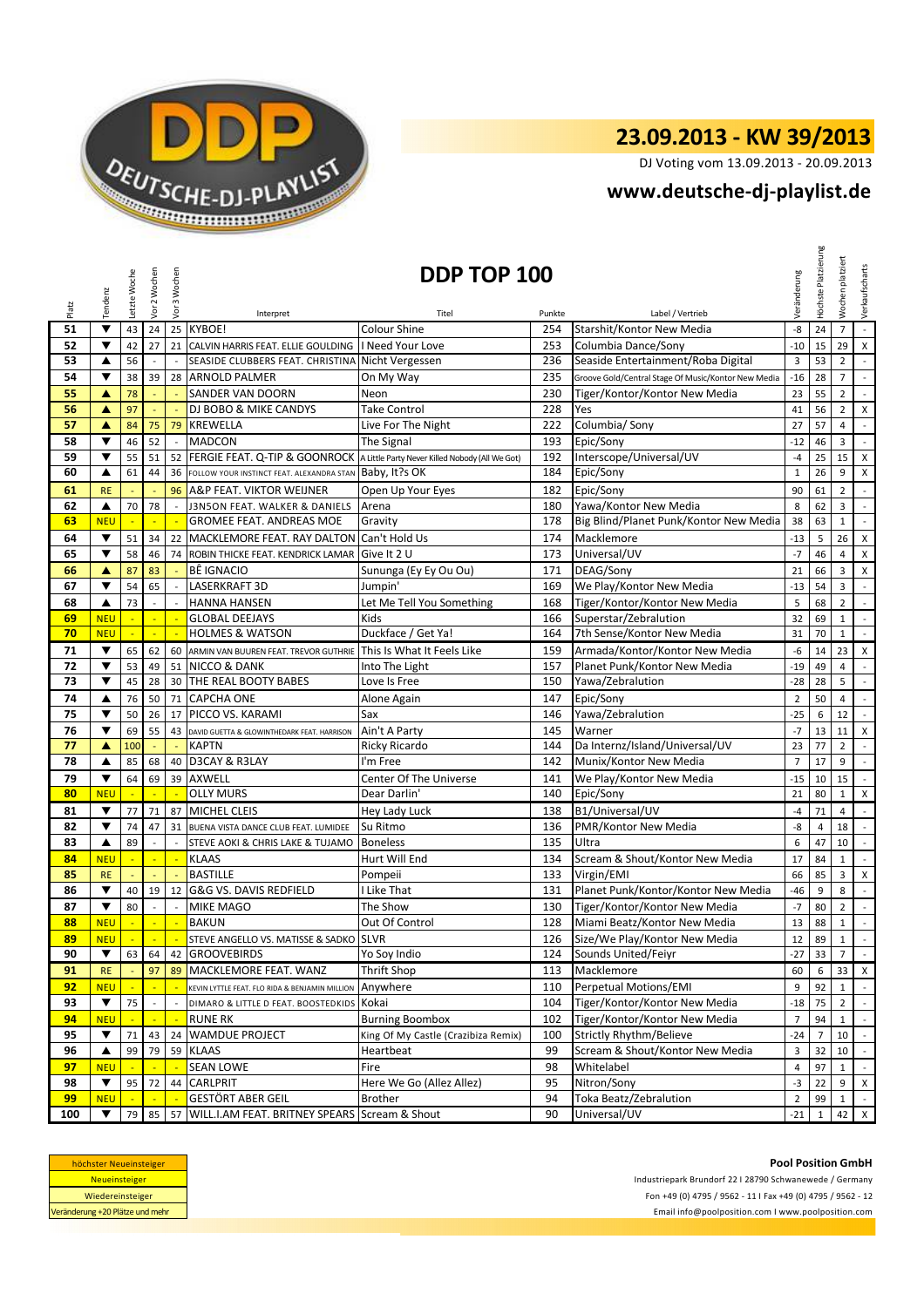# 23.09.2013 - KW 39/2013

DJ Voting vom 13.09.2013 - 20.09.2013

## www.deutsche-dj-playlist.de

## DDP TOP 100

| Platz | Tendenz | Letzte Woche | Vor 2 Wochen | Vor 3 Wochen | Interpret | Titel | Punkte | Label / Vertrieb | Veränderung | Höchste Platzierung | Wochen platziert | Verkaufscharts |
|---|---|---|---|---|---|---|---|---|---|---|---|---|
| 51 | ▼ | 43 | 24 | 25 | KYBOE! | Colour Shine | 254 | Starshit/Kontor New Media | -8 | 24 | 7 | - |
| 52 | ▼ | 42 | 27 | 21 | CALVIN HARRIS FEAT. ELLIE GOULDING | I Need Your Love | 253 | Columbia Dance/Sony | -10 | 15 | 29 | X |
| 53 | ▲ | 56 | - | - | SEASIDE CLUBBERS FEAT. CHRISTINA | Nicht Vergessen | 236 | Seaside Entertainment/Roba Digital | 3 | 53 | 2 | - |
| 54 | ▼ | 38 | 39 | 28 | ARNOLD PALMER | On My Way | 235 | Groove Gold/Central Stage Of Music/Kontor New Media | -16 | 28 | 7 | - |
| 55 | ▲ | 78 | - | - | SANDER VAN DOORN | Neon | 230 | Tiger/Kontor/Kontor New Media | 23 | 55 | 2 | - |
| 56 | ▲ | 97 | - | - | DJ BOBO & MIKE CANDYS | Take Control | 228 | Yes | 41 | 56 | 2 | X |
| 57 | ▲ | 84 | 75 | 79 | KREWELLA | Live For The Night | 222 | Columbia/ Sony | 27 | 57 | 4 | - |
| 58 | ▼ | 46 | 52 | - | MADCON | The Signal | 193 | Epic/Sony | -12 | 46 | 3 | - |
| 59 | ▼ | 55 | 51 | 52 | FERGIE FEAT. Q-TIP & GOONROCK | A Little Party Never Killed Nobody (All We Got) | 192 | Interscope/Universal/UV | -4 | 25 | 15 | X |
| 60 | ▲ | 61 | 44 | 36 | FOLLOW YOUR INSTINCT FEAT. ALEXANDRA STAN | Baby, It?s OK | 184 | Epic/Sony | 1 | 26 | 9 | X |
| 61 | RE | - | - | 96 | A&P FEAT. VIKTOR WEIJNER | Open Up Your Eyes | 182 | Epic/Sony | 90 | 61 | 2 | - |
| 62 | ▲ | 70 | 78 | - | J3NSON FEAT. WALKER & DANIELS | Arena | 180 | Yawa/Kontor New Media | 8 | 62 | 3 | - |
| 63 | NEU | - | - | - | GROMEE FEAT. ANDREAS MOE | Gravity | 178 | Big Blind/Planet Punk/Kontor New Media | 38 | 63 | 1 | - |
| 64 | ▼ | 51 | 34 | 22 | MACKLEMORE FEAT. RAY DALTON | Can't Hold Us | 174 | Macklemore | -13 | 5 | 26 | X |
| 65 | ▼ | 58 | 46 | 74 | ROBIN THICKE FEAT. KENDRICK LAMAR | Give It 2 U | 173 | Universal/UV | -7 | 46 | 4 | X |
| 66 | ▲ | 87 | 83 | - | BÊ IGNACIO | Sununga (Ey Ey Ou Ou) | 171 | DEAG/Sony | 21 | 66 | 3 | X |
| 67 | ▼ | 54 | 65 | - | LASERKRAFT 3D | Jumpin' | 169 | We Play/Kontor New Media | -13 | 54 | 3 | - |
| 68 | ▲ | 73 | - | - | HANNA HANSEN | Let Me Tell You Something | 168 | Tiger/Kontor/Kontor New Media | 5 | 68 | 2 | - |
| 69 | NEU | - | - | - | GLOBAL DEEJAYS | Kids | 166 | Superstar/Zebralution | 32 | 69 | 1 | - |
| 70 | NEU | - | - | - | HOLMES & WATSON | Duckface / Get Ya! | 164 | 7th Sense/Kontor New Media | 31 | 70 | 1 | - |
| 71 | ▼ | 65 | 62 | 60 | ARMIN VAN BUUREN FEAT. TREVOR GUTHRIE | This Is What It Feels Like | 159 | Armada/Kontor/Kontor New Media | -6 | 14 | 23 | X |
| 72 | ▼ | 53 | 49 | 51 | NICCO & DANK | Into The Light | 157 | Planet Punk/Kontor New Media | -19 | 49 | 4 | - |
| 73 | ▼ | 45 | 28 | 30 | THE REAL BOOTY BABES | Love Is Free | 150 | Yawa/Zebralution | -28 | 28 | 5 | - |
| 74 | ▲ | 76 | 50 | 71 | CAPCHA ONE | Alone Again | 147 | Epic/Sony | 2 | 50 | 4 | - |
| 75 | ▼ | 50 | 26 | 17 | PICCO VS. KARAMI | Sax | 146 | Yawa/Zebralution | -25 | 6 | 12 | - |
| 76 | ▼ | 69 | 55 | 43 | DAVID GUETTA & GLOWINTHEDARK FEAT. HARRISON | Ain't A Party | 145 | Warner | -7 | 13 | 11 | X |
| 77 | ▲ | 100 | - | - | KAPTN | Ricky Ricardo | 144 | Da Internz/Island/Universal/UV | 23 | 77 | 2 | - |
| 78 | ▲ | 85 | 68 | 40 | D3CAY & R3LAY | I'm Free | 142 | Munix/Kontor New Media | 7 | 17 | 9 | - |
| 79 | ▼ | 64 | 69 | 39 | AXWELL | Center Of The Universe | 141 | We Play/Kontor New Media | -15 | 10 | 15 | - |
| 80 | NEU | - | - | - | OLLY MURS | Dear Darlin' | 140 | Epic/Sony | 21 | 80 | 1 | X |
| 81 | ▼ | 77 | 71 | 87 | MICHEL CLEIS | Hey Lady Luck | 138 | B1/Universal/UV | -4 | 71 | 4 | - |
| 82 | ▼ | 74 | 47 | 31 | BUENA VISTA DANCE CLUB FEAT. LUMIDEE | Su Ritmo | 136 | PMR/Kontor New Media | -8 | 4 | 18 | - |
| 83 | ▲ | 89 | - | - | STEVE AOKI & CHRIS LAKE & TUJAMO | Boneless | 135 | Ultra | 6 | 47 | 10 | - |
| 84 | NEU | - | - | - | KLAAS | Hurt Will End | 134 | Scream & Shout/Kontor New Media | 17 | 84 | 1 | - |
| 85 | RE | - | - | - | BASTILLE | Pompeii | 133 | Virgin/EMI | 66 | 85 | 3 | X |
| 86 | ▼ | 40 | 19 | 12 | G&G VS. DAVIS REDFIELD | I Like That | 131 | Planet Punk/Kontor/Kontor New Media | -46 | 9 | 8 | - |
| 87 | ▼ | 80 | - | - | MIKE MAGO | The Show | 130 | Tiger/Kontor/Kontor New Media | -7 | 80 | 2 | - |
| 88 | NEU | - | - | - | BAKUN | Out Of Control | 128 | Miami Beatz/Kontor New Media | 13 | 88 | 1 | - |
| 89 | NEU | - | - | - | STEVE ANGELLO VS. MATISSE & SADKO | SLVR | 126 | Size/We Play/Kontor New Media | 12 | 89 | 1 | - |
| 90 | ▼ | 63 | 64 | 42 | GROOVEBIRDS | Yo Soy Indio | 124 | Sounds United/Feiyr | -27 | 33 | 7 | - |
| 91 | RE | - | 97 | 89 | MACKLEMORE FEAT. WANZ | Thrift Shop | 113 | Macklemore | 60 | 6 | 33 | X |
| 92 | NEU | - | - | - | KEVIN LYTTLE FEAT. FLO RIDA & BENJAMIN MILLION | Anywhere | 110 | Perpetual Motions/EMI | 9 | 92 | 1 | - |
| 93 | ▼ | 75 | - | - | DIMARO & LITTLE D FEAT. BOOSTEDKIDS | Kokai | 104 | Tiger/Kontor/Kontor New Media | -18 | 75 | 2 | - |
| 94 | NEU | - | - | - | RUNE RK | Burning Boombox | 102 | Tiger/Kontor/Kontor New Media | 7 | 94 | 1 | - |
| 95 | ▼ | 71 | 43 | 24 | WAMDUE PROJECT | King Of My Castle (Crazibiza Remix) | 100 | Strictly Rhythm/Believe | -24 | 7 | 10 | - |
| 96 | ▲ | 99 | 79 | 59 | KLAAS | Heartbeat | 99 | Scream & Shout/Kontor New Media | 3 | 32 | 10 | - |
| 97 | NEU | - | - | - | SEAN LOWE | Fire | 98 | Whitelabel | 4 | 97 | 1 | - |
| 98 | ▼ | 95 | 72 | 44 | CARLPRIT | Here We Go (Allez Allez) | 95 | Nitron/Sony | -3 | 22 | 9 | X |
| 99 | NEU | - | - | - | GESTÖRT ABER GEIL | Brother | 94 | Toka Beatz/Zebralution | 2 | 99 | 1 | - |
| 100 | ▼ | 79 | 85 | 57 | WILL.I.AM FEAT. BRITNEY SPEARS | Scream & Shout | 90 | Universal/UV | -21 | 1 | 42 | X |

höchster Neueinsteiger
Neueinsteiger
Wiedereinsteiger
Veränderung +20 Plätze und mehr

**Pool Position GmbH**

Industriepark Brundorf 22 I 28790 Schwanewede / Germany

Fon +49 (0) 4795 / 9562 - 11 I Fax +49 (0) 4795 / 9562 - 12

Email info@poolposition.com I www.poolposition.com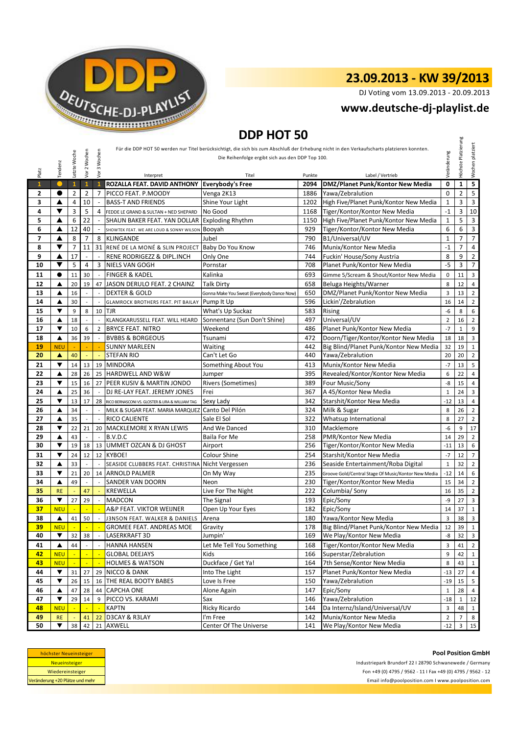# 23.09.2013 - KW 39/2013

DJ Voting vom 13.09.2013 - 20.09.2013

**www.deutsche-dj-playlist.de**

## DDP HOT 50

Für die DDP HOT 50 werden nur Titel berücksichtigt, die sich bis zum Abschluß der Erhebung nicht in den Verkaufscharts platzieren konnten.
Die Reihenfolge ergibt sich aus den DDP Top 100.

| Platz | Tendenz | Letzte Woche | Vor 2 Wochen | Vor 3 Wochen | Interpret | Titel | Punkte | Label / Vertrieb | Veränderung | Höchste Platzierung | Wochen platziert |
|---|---|---|---|---|---|---|---|---|---|---|---|
| 1 | ● | 1 | 1 | 1 | ROZALLA FEAT. DAVID ANTHONY | Everybody's Free | 2094 | DMZ/Planet Punk/Kontor New Media | 0 | 1 | 5 |
| 2 | ● | 2 | 2 | 7 | PICCO FEAT. P.MOODY | Venga 2K13 | 1886 | Yawa/Zebralution | 0 | 2 | 5 |
| 3 | ▲ | 4 | 10 | - | BASS-T AND FRIENDS | Shine Your Light | 1202 | High Five/Planet Punk/Kontor New Media | 1 | 3 | 3 |
| 4 | ▼ | 3 | 5 | 4 | FEDDE LE GRAND & SULTAN + NED SHEPARD | No Good | 1168 | Tiger/Kontor/Kontor New Media | -1 | 3 | 10 |
| 5 | ▲ | 6 | 22 | - | SHAUN BAKER FEAT. YAN DOLLAR | Exploding Rhythm | 1150 | High Five/Planet Punk/Kontor New Media | 1 | 5 | 3 |
| 6 | ▲ | 12 | 40 | - | SHOWTEK FEAT. WE ARE LOUD & SONNY WILSON | Booyah | 929 | Tiger/Kontor/Kontor New Media | 6 | 6 | 3 |
| 7 | ▲ | 8 | 7 | 8 | KLINGANDE | Jubel | 790 | B1/Universal/UV | 1 | 7 | 7 |
| 8 | ▼ | 7 | 11 | 31 | RENÉ DE LA MONÉ & SLIN PROJECT | Baby Do You Know | 746 | Munix/Kontor New Media | -1 | 7 | 4 |
| 9 | ▲ | 17 | - | - | RENE RODRIGEZZ & DIPL.INCH | Only One | 744 | Fuckin' House/Sony Austria | 8 | 9 | 2 |
| 10 | ▼ | 5 | 4 | 3 | NIELS VAN GOGH | Pornstar | 708 | Planet Punk/Kontor New Media | -5 | 3 | 7 |
| 11 | ● | 11 | 30 | - | FINGER & KADEL | Kalinka | 693 | Gimme 5/Scream & Shout/Kontor New Media | 0 | 11 | 3 |
| 12 | ▲ | 20 | 19 | 47 | JASON DERULO FEAT. 2 CHAINZ | Talk Dirty | 658 | Beluga Heights/Warner | 8 | 12 | 4 |
| 13 | ▲ | 16 | - | - | DEXTER & GOLD | Gonna Make You Sweat (Everybody Dance Now) | 650 | DMZ/Planet Punk/Kontor New Media | 3 | 13 | 2 |
| 14 | ▲ | 30 | - | - | GLAMROCK BROTHERS FEAT. PIT BAILAY | Pump It Up | 596 | Lickin'/Zebralution | 16 | 14 | 2 |
| 15 | ▼ | 9 | 8 | 10 | TJR | What's Up Suckaz | 583 | Rising | -6 | 8 | 6 |
| 16 | ▲ | 18 | - | - | KLANGKARUSSELL FEAT. WILL HEARD | Sonnentanz (Sun Don't Shine) | 497 | Universal/UV | 2 | 16 | 2 |
| 17 | ▼ | 10 | 6 | 2 | BRYCE FEAT. NITRO | Weekend | 486 | Planet Punk/Kontor New Media | -7 | 1 | 9 |
| 18 | ▲ | 36 | 39 | - | BVBBS & BORGEOUS | Tsunami | 472 | Doorn/Tiger/Kontor/Kontor New Media | 18 | 18 | 3 |
| 19 | NEU | - | - | - | SUNNY MARLEEN | Waiting | 442 | Big Blind/Planet Punk/Kontor New Media | 32 | 19 | 1 |
| 20 | ▲ | 40 | - | - | STEFAN RIO | Can't Let Go | 440 | Yawa/Zebralution | 20 | 20 | 2 |
| 21 | ▼ | 14 | 13 | 19 | MINDORA | Something About You | 413 | Munix/Kontor New Media | -7 | 13 | 5 |
| 22 | ▲ | 28 | 26 | 25 | HARDWELL AND W&W | Jumper | 395 | Revealed/Kontor/Kontor New Media | 6 | 22 | 4 |
| 23 | ▼ | 15 | 16 | 27 | PEER KUSIV & MARTIN JONDO | Rivers (Sometimes) | 389 | Four Music/Sony | -8 | 15 | 4 |
| 24 | ▲ | 25 | 36 | - | DJ RE-LAY FEAT. JEREMY JONES | Frei | 367 | A 45/Kontor New Media | 1 | 24 | 3 |
| 25 | ▼ | 13 | 17 | 28 | RICO BERNASCONI VS. GLOSTER & LIRA & WILLIAM TAG | Sexy Lady | 342 | Starshit/Kontor New Media | -12 | 13 | 4 |
| 26 | ▲ | 34 | - | - | MILK & SUGAR FEAT. MARIA MARQUEZ | Canto Del Pilón | 324 | Milk & Sugar | 8 | 26 | 2 |
| 27 | ▲ | 35 | - | - | RICO CALIENTE | Sale El Sol | 322 | Whatsup International | 8 | 27 | 2 |
| 28 | ▼ | 22 | 21 | 20 | MACKLEMORE X RYAN LEWIS | And We Danced | 310 | Macklemore | -6 | 9 | 17 |
| 29 | ▲ | 43 | - | - | B.V.D.C | Baila For Me | 258 | PMR/Kontor New Media | 14 | 29 | 2 |
| 30 | ▼ | 19 | 18 | 13 | UMMET OZCAN & DJ GHOST | Airport | 256 | Tiger/Kontor/Kontor New Media | -11 | 13 | 6 |
| 31 | ▼ | 24 | 12 | 12 | KYBOE! | Colour Shine | 254 | Starshit/Kontor New Media | -7 | 12 | 7 |
| 32 | ▲ | 33 | - | - | SEASIDE CLUBBERS FEAT. CHRISTINA | Nicht Vergessen | 236 | Seaside Entertainment/Roba Digital | 1 | 32 | 2 |
| 33 | ▼ | 21 | 20 | 14 | ARNOLD PALMER | On My Way | 235 | Groove Gold/Central Stage Of Music/Kontor New Media | -12 | 14 | 6 |
| 34 | ▲ | 49 | - | - | SANDER VAN DOORN | Neon | 230 | Tiger/Kontor/Kontor New Media | 15 | 34 | 2 |
| 35 | RE | - | 47 | - | KREWELLA | Live For The Night | 222 | Columbia/ Sony | 16 | 35 | 2 |
| 36 | ▼ | 27 | 29 | - | MADCON | The Signal | 193 | Epic/Sony | -9 | 27 | 3 |
| 37 | NEU | - | - | - | A&P FEAT. VIKTOR WEIJNER | Open Up Your Eyes | 182 | Epic/Sony | 14 | 37 | 1 |
| 38 | ▲ | 41 | 50 | - | J3NSON FEAT. WALKER & DANIELS | Arena | 180 | Yawa/Kontor New Media | 3 | 38 | 3 |
| 39 | NEU | - | - | - | GROMEE FEAT. ANDREAS MOE | Gravity | 178 | Big Blind/Planet Punk/Kontor New Media | 12 | 39 | 1 |
| 40 | ▼ | 32 | 38 | - | LASERKRAFT 3D | Jumpin' | 169 | We Play/Kontor New Media | -8 | 32 | 3 |
| 41 | ▲ | 44 | - | - | HANNA HANSEN | Let Me Tell You Something | 168 | Tiger/Kontor/Kontor New Media | 3 | 41 | 2 |
| 42 | NEU | - | - | - | GLOBAL DEEJAYS | Kids | 166 | Superstar/Zebralution | 9 | 42 | 1 |
| 43 | NEU | - | - | - | HOLMES & WATSON | Duckface / Get Ya! | 164 | 7th Sense/Kontor New Media | 8 | 43 | 1 |
| 44 | ▼ | 31 | 27 | 29 | NICCO & DANK | Into The Light | 157 | Planet Punk/Kontor New Media | -13 | 27 | 4 |
| 45 | ▼ | 26 | 15 | 16 | THE REAL BOOTY BABES | Love Is Free | 150 | Yawa/Zebralution | -19 | 15 | 5 |
| 46 | ▲ | 47 | 28 | 44 | CAPCHA ONE | Alone Again | 147 | Epic/Sony | 1 | 28 | 4 |
| 47 | ▼ | 29 | 14 | 9 | PICCO VS. KARAMI | Sax | 146 | Yawa/Zebralution | -18 | 1 | 12 |
| 48 | NEU | - | - | - | KAPTN | Ricky Ricardo | 144 | Da Internz/Island/Universal/UV | 3 | 48 | 1 |
| 49 | RE | - | 41 | 22 | D3CAY & R3LAY | I'm Free | 142 | Munix/Kontor New Media | 2 | 7 | 8 |
| 50 | ▼ | 38 | 42 | 21 | AXWELL | Center Of The Universe | 141 | We Play/Kontor New Media | -12 | 3 | 15 |

| |
|---|
| höchster Neueinsteiger |
| Neueinsteiger |
| Wiedereinsteiger |
| Veränderung +20 Plätze und mehr |

**Pool Position GmbH**

Industriepark Brundorf 22 I 28790 Schwanewede / Germany

Fon +49 (0) 4795 / 9562 - 11 I Fax +49 (0) 4795 / 9562 - 12

Email info@poolposition.com I www.poolposition.com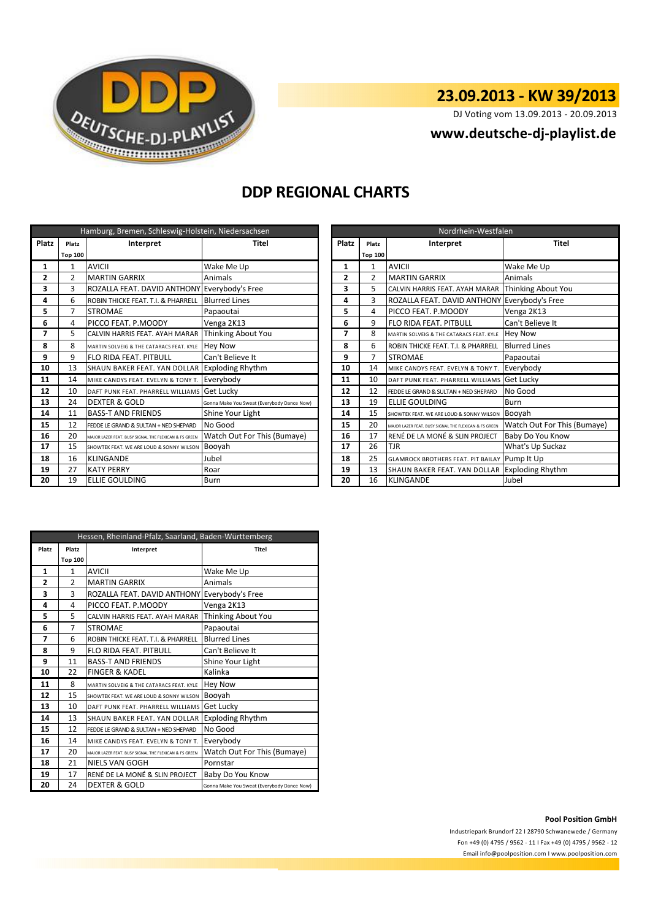## 23.09.2013 - KW 39/2013

DJ Voting vom 13.09.2013 - 20.09.2013

**www.deutsche-dj-playlist.de**

# DDP REGIONAL CHARTS

| Hamburg, Bremen, Schleswig-Holstein, Niedersachsen | | | |
|---|---|---|---|
| **Platz** | **Platz Top 100** | **Interpret** | **Titel** |
| 1 | 1 | AVICII | Wake Me Up |
| 2 | 2 | MARTIN GARRIX | Animals |
| 3 | 3 | ROZALLA FEAT. DAVID ANTHONY | Everybody's Free |
| 4 | 6 | ROBIN THICKE FEAT. T.I. & PHARRELL | Blurred Lines |
| 5 | 7 | STROMAE | Papaoutai |
| 6 | 4 | PICCO FEAT. P.MOODY | Venga 2K13 |
| 7 | 5 | CALVIN HARRIS FEAT. AYAH MARAR | Thinking About You |
| 8 | 8 | MARTIN SOLVEIG & THE CATARACS FEAT. KYLE | Hey Now |
| 9 | 9 | FLO RIDA FEAT. PITBULL | Can't Believe It |
| 10 | 13 | SHAUN BAKER FEAT. YAN DOLLAR | Exploding Rhythm |
| 11 | 14 | MIKE CANDYS FEAT. EVELYN & TONY T. | Everybody |
| 12 | 10 | DAFT PUNK FEAT. PHARRELL WILLIAMS | Get Lucky |
| 13 | 24 | DEXTER & GOLD | Gonna Make You Sweat (Everybody Dance Now) |
| 14 | 11 | BASS-T AND FRIENDS | Shine Your Light |
| 15 | 12 | FEDDE LE GRAND & SULTAN + NED SHEPARD | No Good |
| 16 | 20 | MAJOR LAZER FEAT. BUSY SIGNAL THE FLEXICAN & FS GREEN | Watch Out For This (Bumaye) |
| 17 | 15 | SHOWTEK FEAT. WE ARE LOUD & SONNY WILSON | Booyah |
| 18 | 16 | KLINGANDE | Jubel |
| 19 | 27 | KATY PERRY | Roar |
| 20 | 19 | ELLIE GOULDING | Burn |

| Nordrhein-Westfalen | | | |
|---|---|---|---|
| **Platz** | **Platz Top 100** | **Interpret** | **Titel** |
| 1 | 1 | AVICII | Wake Me Up |
| 2 | 2 | MARTIN GARRIX | Animals |
| 3 | 5 | CALVIN HARRIS FEAT. AYAH MARAR | Thinking About You |
| 4 | 3 | ROZALLA FEAT. DAVID ANTHONY | Everybody's Free |
| 5 | 4 | PICCO FEAT. P.MOODY | Venga 2K13 |
| 6 | 9 | FLO RIDA FEAT. PITBULL | Can't Believe It |
| 7 | 8 | MARTIN SOLVEIG & THE CATARACS FEAT. KYLE | Hey Now |
| 8 | 6 | ROBIN THICKE FEAT. T.I. & PHARRELL | Blurred Lines |
| 9 | 7 | STROMAE | Papaoutai |
| 10 | 14 | MIKE CANDYS FEAT. EVELYN & TONY T. | Everybody |
| 11 | 10 | DAFT PUNK FEAT. PHARRELL WILLIAMS | Get Lucky |
| 12 | 12 | FEDDE LE GRAND & SULTAN + NED SHEPARD | No Good |
| 13 | 19 | ELLIE GOULDING | Burn |
| 14 | 15 | SHOWTEK FEAT. WE ARE LOUD & SONNY WILSON | Booyah |
| 15 | 20 | MAJOR LAZER FEAT. BUSY SIGNAL THE FLEXICAN & FS GREEN | Watch Out For This (Bumaye) |
| 16 | 17 | RENÉ DE LA MONÉ & SLIN PROJECT | Baby Do You Know |
| 17 | 26 | TJR | What's Up Suckaz |
| 18 | 25 | GLAMROCK BROTHERS FEAT. PIT BAILAY | Pump It Up |
| 19 | 13 | SHAUN BAKER FEAT. YAN DOLLAR | Exploding Rhythm |
| 20 | 16 | KLINGANDE | Jubel |

| Hessen, Rheinland-Pfalz, Saarland, Baden-Württemberg | | | |
|---|---|---|---|
| **Platz** | **Platz Top 100** | **Interpret** | **Titel** |
| 1 | 1 | AVICII | Wake Me Up |
| 2 | 2 | MARTIN GARRIX | Animals |
| 3 | 3 | ROZALLA FEAT. DAVID ANTHONY | Everybody's Free |
| 4 | 4 | PICCO FEAT. P.MOODY | Venga 2K13 |
| 5 | 5 | CALVIN HARRIS FEAT. AYAH MARAR | Thinking About You |
| 6 | 7 | STROMAE | Papaoutai |
| 7 | 6 | ROBIN THICKE FEAT. T.I. & PHARRELL | Blurred Lines |
| 8 | 9 | FLO RIDA FEAT. PITBULL | Can't Believe It |
| 9 | 11 | BASS-T AND FRIENDS | Shine Your Light |
| 10 | 22 | FINGER & KADEL | Kalinka |
| 11 | 8 | MARTIN SOLVEIG & THE CATARACS FEAT. KYLE | Hey Now |
| 12 | 15 | SHOWTEK FEAT. WE ARE LOUD & SONNY WILSON | Booyah |
| 13 | 10 | DAFT PUNK FEAT. PHARRELL WILLIAMS | Get Lucky |
| 14 | 13 | SHAUN BAKER FEAT. YAN DOLLAR | Exploding Rhythm |
| 15 | 12 | FEDDE LE GRAND & SULTAN + NED SHEPARD | No Good |
| 16 | 14 | MIKE CANDYS FEAT. EVELYN & TONY T. | Everybody |
| 17 | 20 | MAJOR LAZER FEAT. BUSY SIGNAL THE FLEXICAN & FS GREEN | Watch Out For This (Bumaye) |
| 18 | 21 | NIELS VAN GOGH | Pornstar |
| 19 | 17 | RENÉ DE LA MONÉ & SLIN PROJECT | Baby Do You Know |
| 20 | 24 | DEXTER & GOLD | Gonna Make You Sweat (Everybody Dance Now) |

**Pool Position GmbH**

Industriepark Brundorf 22 I 28790 Schwanewede / Germany

Fon +49 (0) 4795 / 9562 - 11 I Fax +49 (0) 4795 / 9562 - 12

Email info@poolposition.com I www.poolposition.com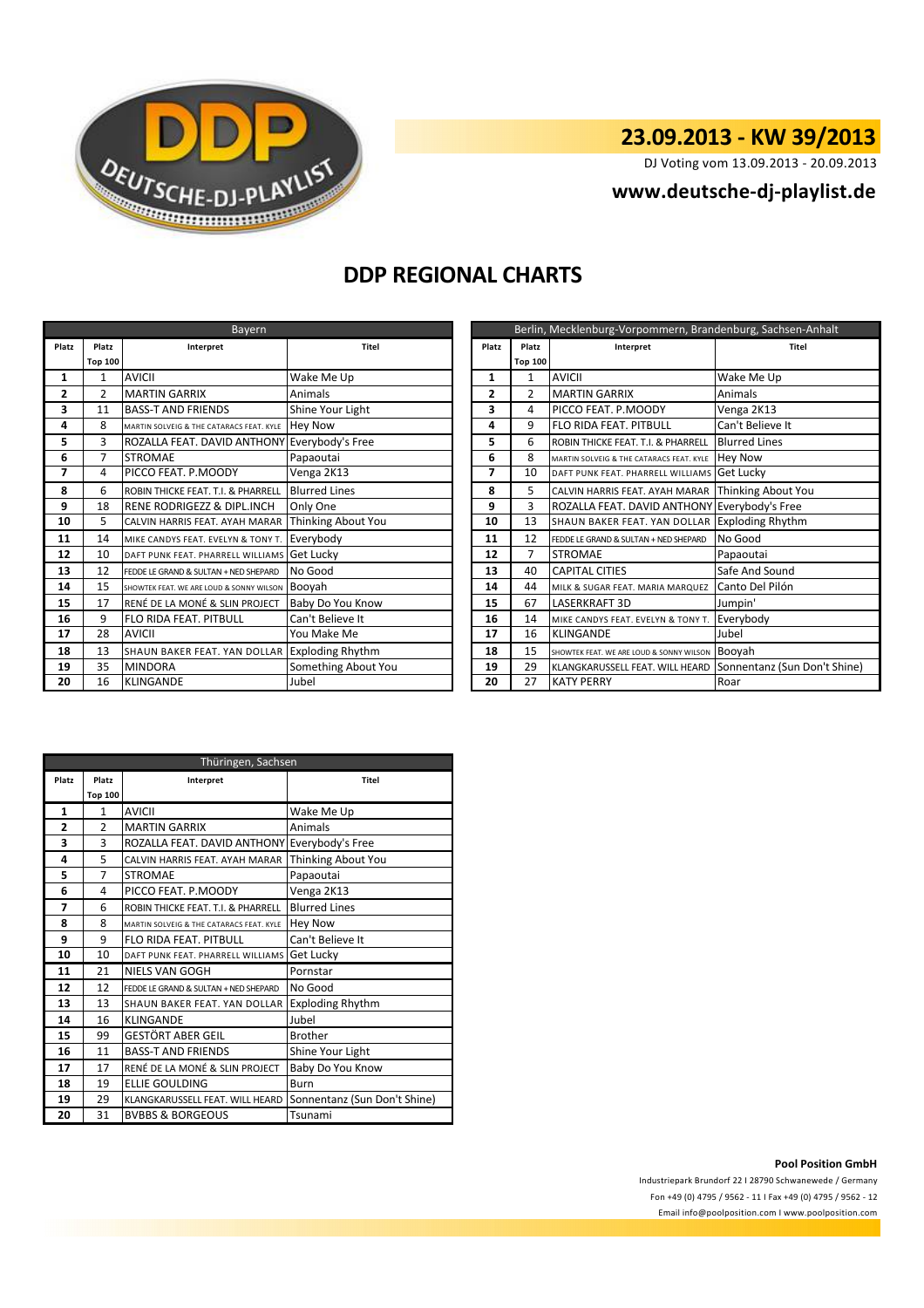# 23.09.2013 - KW 39/2013

DJ Voting vom 13.09.2013 - 20.09.2013

**www.deutsche-dj-playlist.de**

## DDP REGIONAL CHARTS

| Bayern | | | |
|---|---|---|---|
| Platz | Platz Top 100 | Interpret | Titel |
| 1 | 1 | AVICII | Wake Me Up |
| 2 | 2 | MARTIN GARRIX | Animals |
| 3 | 11 | BASS-T AND FRIENDS | Shine Your Light |
| 4 | 8 | MARTIN SOLVEIG & THE CATARACS FEAT. KYLE | Hey Now |
| 5 | 3 | ROZALLA FEAT. DAVID ANTHONY | Everybody's Free |
| 6 | 7 | STROMAE | Papaoutai |
| 7 | 4 | PICCO FEAT. P.MOODY | Venga 2K13 |
| 8 | 6 | ROBIN THICKE FEAT. T.I. & PHARRELL | Blurred Lines |
| 9 | 18 | RENE RODRIGEZZ & DIPL.INCH | Only One |
| 10 | 5 | CALVIN HARRIS FEAT. AYAH MARAR | Thinking About You |
| 11 | 14 | MIKE CANDYS FEAT. EVELYN & TONY T. | Everybody |
| 12 | 10 | DAFT PUNK FEAT. PHARRELL WILLIAMS | Get Lucky |
| 13 | 12 | FEDDE LE GRAND & SULTAN + NED SHEPARD | No Good |
| 14 | 15 | SHOWTEK FEAT. WE ARE LOUD & SONNY WILSON | Booyah |
| 15 | 17 | RENÉ DE LA MONÉ & SLIN PROJECT | Baby Do You Know |
| 16 | 9 | FLO RIDA FEAT. PITBULL | Can't Believe It |
| 17 | 28 | AVICII | You Make Me |
| 18 | 13 | SHAUN BAKER FEAT. YAN DOLLAR | Exploding Rhythm |
| 19 | 35 | MINDORA | Something About You |
| 20 | 16 | KLINGANDE | Jubel |

| Berlin, Mecklenburg-Vorpommern, Brandenburg, Sachsen-Anhalt | | | |
|---|---|---|---|
| Platz | Platz Top 100 | Interpret | Titel |
| 1 | 1 | AVICII | Wake Me Up |
| 2 | 2 | MARTIN GARRIX | Animals |
| 3 | 4 | PICCO FEAT. P.MOODY | Venga 2K13 |
| 4 | 9 | FLO RIDA FEAT. PITBULL | Can't Believe It |
| 5 | 6 | ROBIN THICKE FEAT. T.I. & PHARRELL | Blurred Lines |
| 6 | 8 | MARTIN SOLVEIG & THE CATARACS FEAT. KYLE | Hey Now |
| 7 | 10 | DAFT PUNK FEAT. PHARRELL WILLIAMS | Get Lucky |
| 8 | 5 | CALVIN HARRIS FEAT. AYAH MARAR | Thinking About You |
| 9 | 3 | ROZALLA FEAT. DAVID ANTHONY | Everybody's Free |
| 10 | 13 | SHAUN BAKER FEAT. YAN DOLLAR | Exploding Rhythm |
| 11 | 12 | FEDDE LE GRAND & SULTAN + NED SHEPARD | No Good |
| 12 | 7 | STROMAE | Papaoutai |
| 13 | 40 | CAPITAL CITIES | Safe And Sound |
| 14 | 44 | MILK & SUGAR FEAT. MARIA MARQUEZ | Canto Del Pilón |
| 15 | 67 | LASERKRAFT 3D | Jumpin' |
| 16 | 14 | MIKE CANDYS FEAT. EVELYN & TONY T. | Everybody |
| 17 | 16 | KLINGANDE | Jubel |
| 18 | 15 | SHOWTEK FEAT. WE ARE LOUD & SONNY WILSON | Booyah |
| 19 | 29 | KLANGKARUSSELL FEAT. WILL HEARD | Sonnentanz (Sun Don't Shine) |
| 20 | 27 | KATY PERRY | Roar |

| Thüringen, Sachsen | | | |
|---|---|---|---|
| Platz | Platz Top 100 | Interpret | Titel |
| 1 | 1 | AVICII | Wake Me Up |
| 2 | 2 | MARTIN GARRIX | Animals |
| 3 | 3 | ROZALLA FEAT. DAVID ANTHONY | Everybody's Free |
| 4 | 5 | CALVIN HARRIS FEAT. AYAH MARAR | Thinking About You |
| 5 | 7 | STROMAE | Papaoutai |
| 6 | 4 | PICCO FEAT. P.MOODY | Venga 2K13 |
| 7 | 6 | ROBIN THICKE FEAT. T.I. & PHARRELL | Blurred Lines |
| 8 | 8 | MARTIN SOLVEIG & THE CATARACS FEAT. KYLE | Hey Now |
| 9 | 9 | FLO RIDA FEAT. PITBULL | Can't Believe It |
| 10 | 10 | DAFT PUNK FEAT. PHARRELL WILLIAMS | Get Lucky |
| 11 | 21 | NIELS VAN GOGH | Pornstar |
| 12 | 12 | FEDDE LE GRAND & SULTAN + NED SHEPARD | No Good |
| 13 | 13 | SHAUN BAKER FEAT. YAN DOLLAR | Exploding Rhythm |
| 14 | 16 | KLINGANDE | Jubel |
| 15 | 99 | GESTÖRT ABER GEIL | Brother |
| 16 | 11 | BASS-T AND FRIENDS | Shine Your Light |
| 17 | 17 | RENÉ DE LA MONÉ & SLIN PROJECT | Baby Do You Know |
| 18 | 19 | ELLIE GOULDING | Burn |
| 19 | 29 | KLANGKARUSSELL FEAT. WILL HEARD | Sonnentanz (Sun Don't Shine) |
| 20 | 31 | BVBBS & BORGEOUS | Tsunami |

**Pool Position GmbH**

Industriepark Brundorf 22 I 28790 Schwanewede / Germany

Fon +49 (0) 4795 / 9562 - 11 I Fax +49 (0) 4795 / 9562 - 12

Email info@poolposition.com I www.poolposition.com